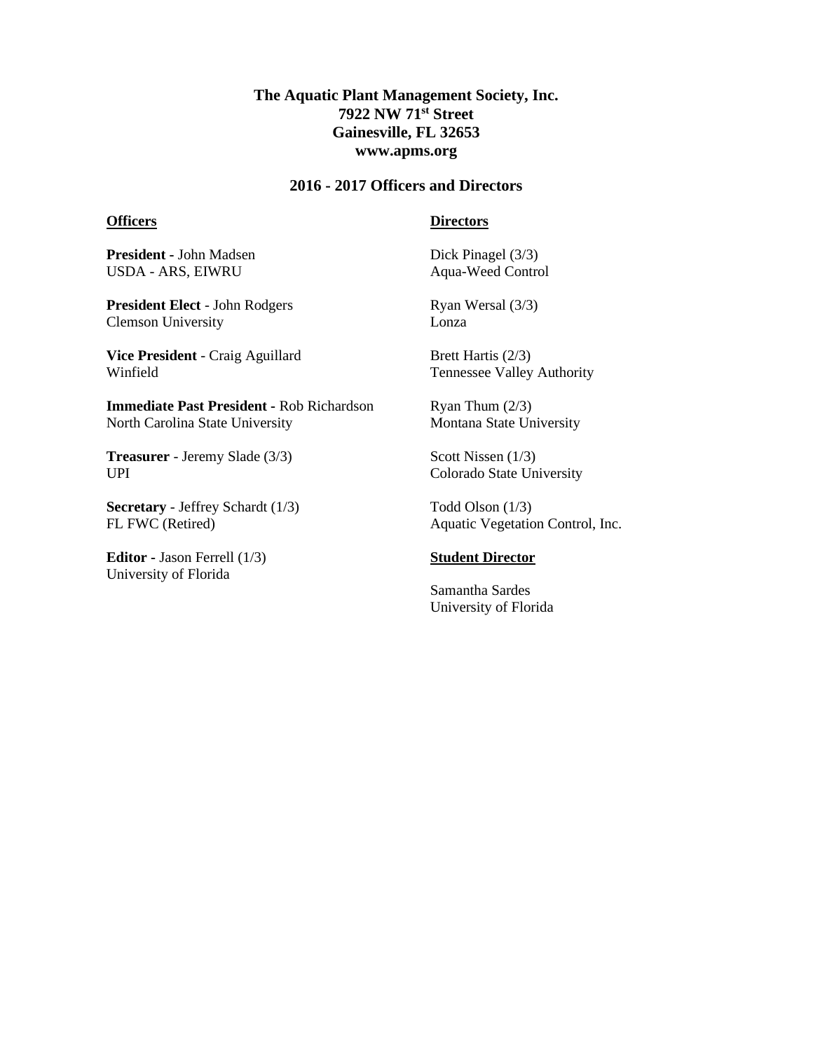**The Aquatic Plant Management Society, Inc.**
**7922 NW 71st Street**
**Gainesville, FL 32653**
**www.apms.org**

## 2016 - 2017 Officers and Directors

### Officers

**President -** John Madsen
USDA - ARS, EIWRU

**President Elect** - John Rodgers
Clemson University

**Vice President** - Craig Aguillard
Winfield

**Immediate Past President** - Rob Richardson
North Carolina State University

**Treasurer** - Jeremy Slade (3/3)
UPI

**Secretary** - Jeffrey Schardt (1/3)
FL FWC (Retired)

**Editor -** Jason Ferrell (1/3)
University of Florida

### Directors

Dick Pinagel (3/3)
Aqua-Weed Control

Ryan Wersal (3/3)
Lonza

Brett Hartis (2/3)
Tennessee Valley Authority

Ryan Thum (2/3)
Montana State University

Scott Nissen (1/3)
Colorado State University

Todd Olson (1/3)
Aquatic Vegetation Control, Inc.

### Student Director

Samantha Sardes
University of Florida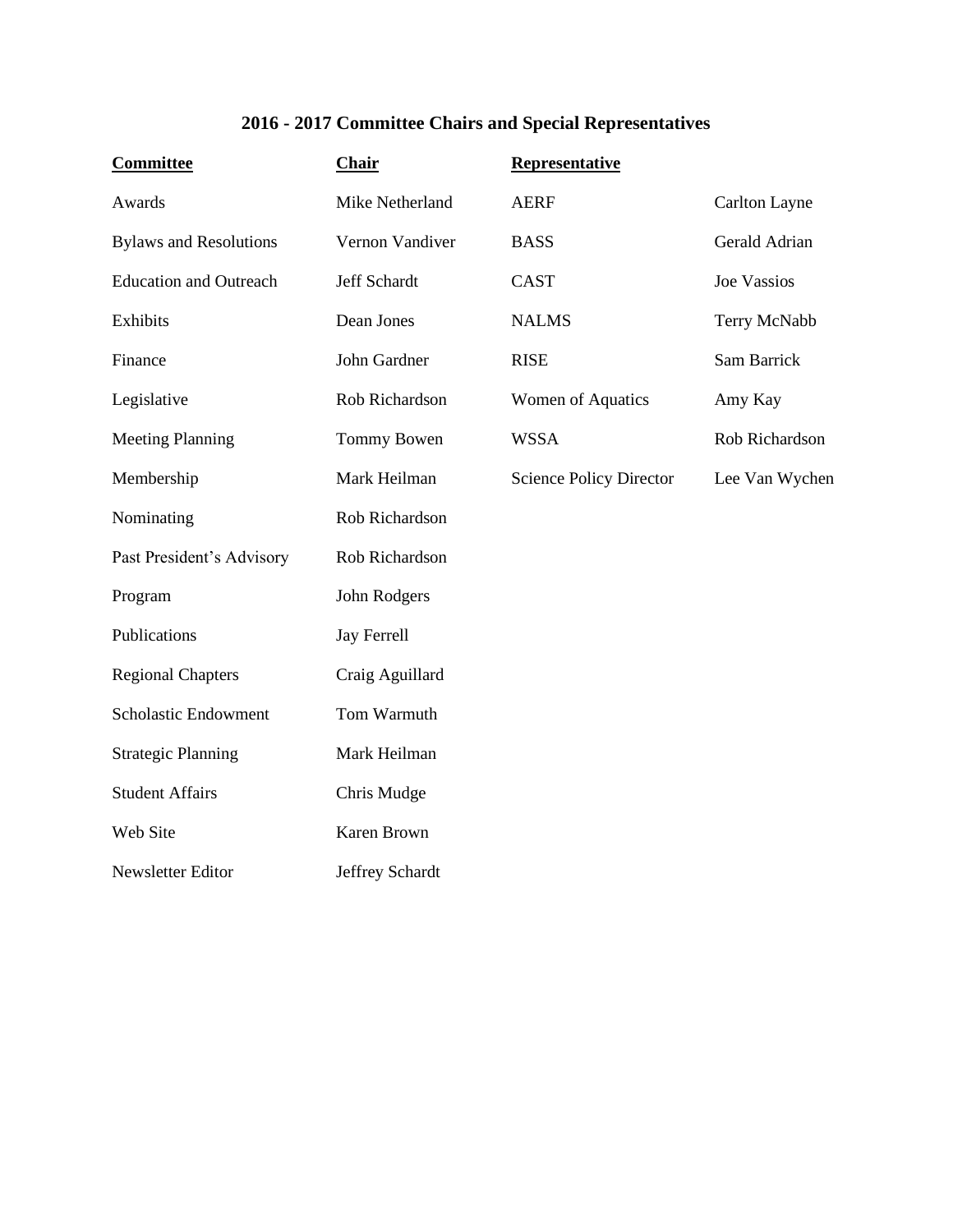## 2016 - 2017 Committee Chairs and Special Representatives

| Committee | Chair | Representative | |
|---|---|---|---|
| Awards | Mike Netherland | AERF | Carlton Layne |
| Bylaws and Resolutions | Vernon Vandiver | BASS | Gerald Adrian |
| Education and Outreach | Jeff Schardt | CAST | Joe Vassios |
| Exhibits | Dean Jones | NALMS | Terry McNabb |
| Finance | John Gardner | RISE | Sam Barrick |
| Legislative | Rob Richardson | Women of Aquatics | Amy Kay |
| Meeting Planning | Tommy Bowen | WSSA | Rob Richardson |
| Membership | Mark Heilman | Science Policy Director | Lee Van Wychen |
| Nominating | Rob Richardson | | |
| Past President's Advisory | Rob Richardson | | |
| Program | John Rodgers | | |
| Publications | Jay Ferrell | | |
| Regional Chapters | Craig Aguillard | | |
| Scholastic Endowment | Tom Warmuth | | |
| Strategic Planning | Mark Heilman | | |
| Student Affairs | Chris Mudge | | |
| Web Site | Karen Brown | | |
| Newsletter Editor | Jeffrey Schardt | | |